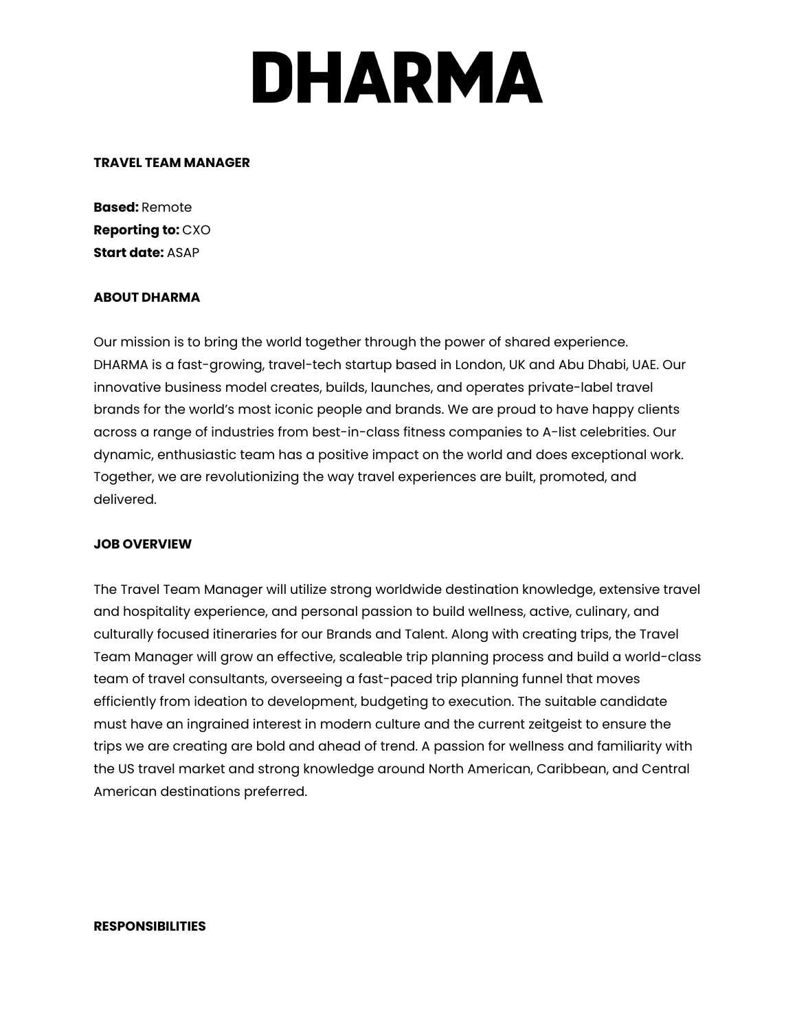# DHARMA

**TRAVEL TEAM MANAGER**

**Based:** Remote
**Reporting to:** CXO
**Start date:** ASAP

**ABOUT DHARMA**

Our mission is to bring the world together through the power of shared experience. DHARMA is a fast-growing, travel-tech startup based in London, UK and Abu Dhabi, UAE. Our innovative business model creates, builds, launches, and operates private-label travel brands for the world's most iconic people and brands. We are proud to have happy clients across a range of industries from best-in-class fitness companies to A-list celebrities. Our dynamic, enthusiastic team has a positive impact on the world and does exceptional work. Together, we are revolutionizing the way travel experiences are built, promoted, and delivered.

**JOB OVERVIEW**

The Travel Team Manager will utilize strong worldwide destination knowledge, extensive travel and hospitality experience, and personal passion to build wellness, active, culinary, and culturally focused itineraries for our Brands and Talent. Along with creating trips, the Travel Team Manager will grow an effective, scaleable trip planning process and build a world-class team of travel consultants, overseeing a fast-paced trip planning funnel that moves efficiently from ideation to development, budgeting to execution. The suitable candidate must have an ingrained interest in modern culture and the current zeitgeist to ensure the trips we are creating are bold and ahead of trend. A passion for wellness and familiarity with the US travel market and strong knowledge around North American, Caribbean, and Central American destinations preferred.

**RESPONSIBILITIES**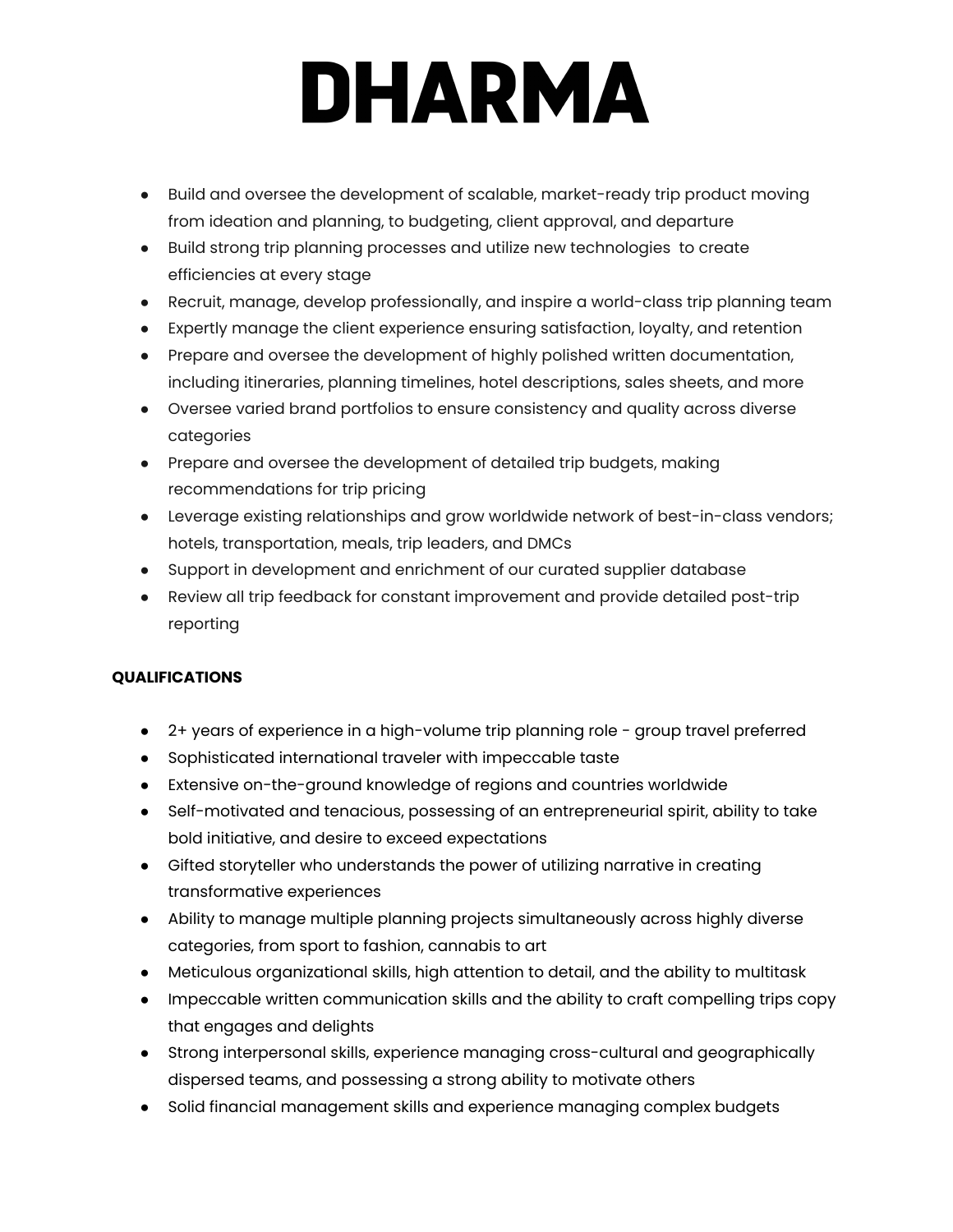- Build and oversee the development of scalable, market-ready trip product moving from ideation and planning, to budgeting, client approval, and departure
- Build strong trip planning processes and utilize new technologies to create efficiencies at every stage
- Recruit, manage, develop professionally, and inspire a world-class trip planning team
- Expertly manage the client experience ensuring satisfaction, loyalty, and retention
- Prepare and oversee the development of highly polished written documentation, including itineraries, planning timelines, hotel descriptions, sales sheets, and more
- Oversee varied brand portfolios to ensure consistency and quality across diverse categories
- Prepare and oversee the development of detailed trip budgets, making recommendations for trip pricing
- Leverage existing relationships and grow worldwide network of best-in-class vendors; hotels, transportation, meals, trip leaders, and DMCs
- Support in development and enrichment of our curated supplier database
- Review all trip feedback for constant improvement and provide detailed post-trip reporting

**QUALIFICATIONS**

- 2+ years of experience in a high-volume trip planning role - group travel preferred
- Sophisticated international traveler with impeccable taste
- Extensive on-the-ground knowledge of regions and countries worldwide
- Self-motivated and tenacious, possessing of an entrepreneurial spirit, ability to take bold initiative, and desire to exceed expectations
- Gifted storyteller who understands the power of utilizing narrative in creating transformative experiences
- Ability to manage multiple planning projects simultaneously across highly diverse categories, from sport to fashion, cannabis to art
- Meticulous organizational skills, high attention to detail, and the ability to multitask
- Impeccable written communication skills and the ability to craft compelling trips copy that engages and delights
- Strong interpersonal skills, experience managing cross-cultural and geographically dispersed teams, and possessing a strong ability to motivate others
- Solid financial management skills and experience managing complex budgets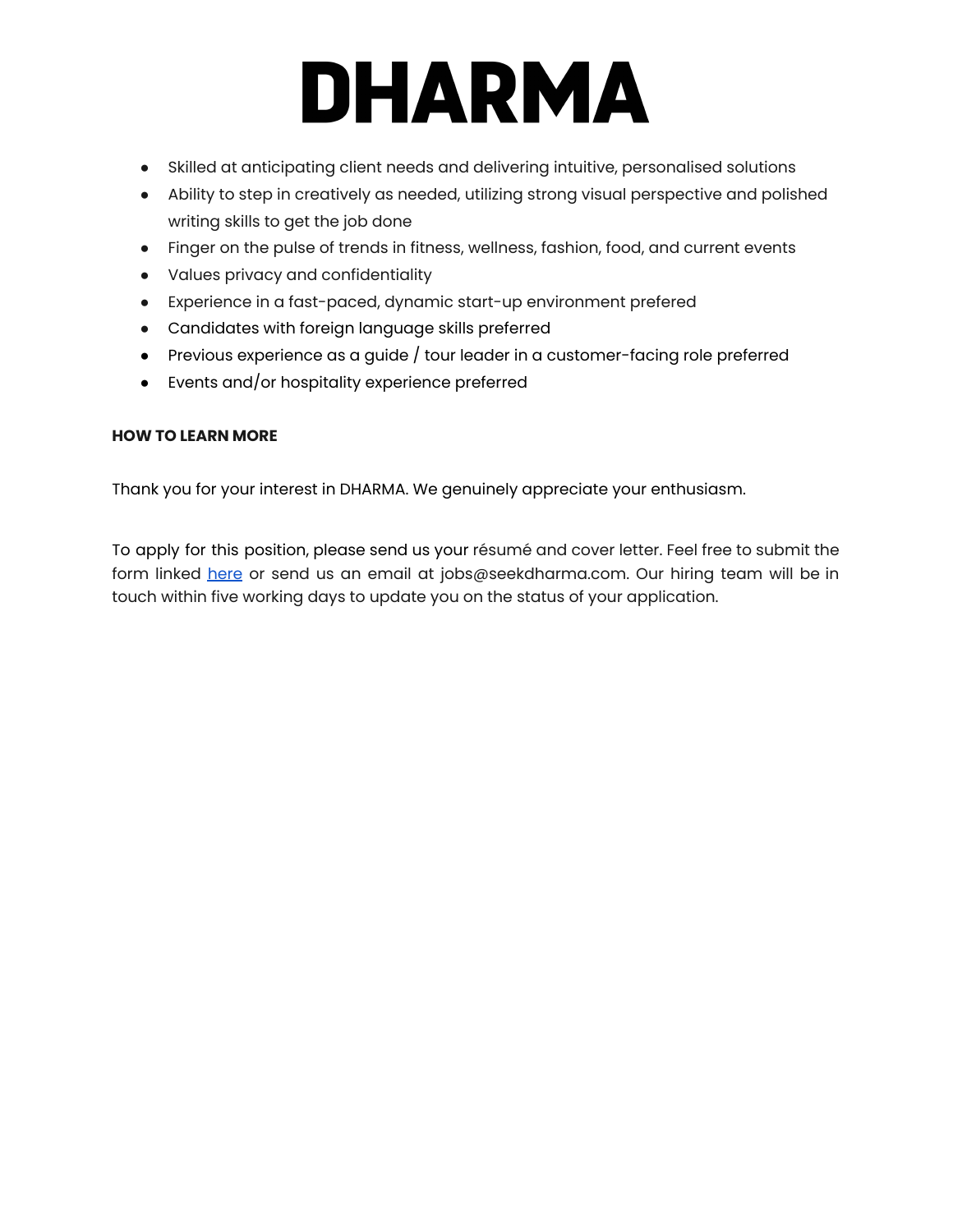# DHARMA

- Skilled at anticipating client needs and delivering intuitive, personalised solutions
- Ability to step in creatively as needed, utilizing strong visual perspective and polished writing skills to get the job done
- Finger on the pulse of trends in fitness, wellness, fashion, food, and current events
- Values privacy and confidentiality
- Experience in a fast-paced, dynamic start-up environment prefered
- Candidates with foreign language skills preferred
- Previous experience as a guide / tour leader in a customer-facing role preferred
- Events and/or hospitality experience preferred

**HOW TO LEARN MORE**

Thank you for your interest in DHARMA. We genuinely appreciate your enthusiasm.

To apply for this position, please send us your résumé and cover letter. Feel free to submit the form linked here or send us an email at jobs@seekdharma.com. Our hiring team will be in touch within five working days to update you on the status of your application.